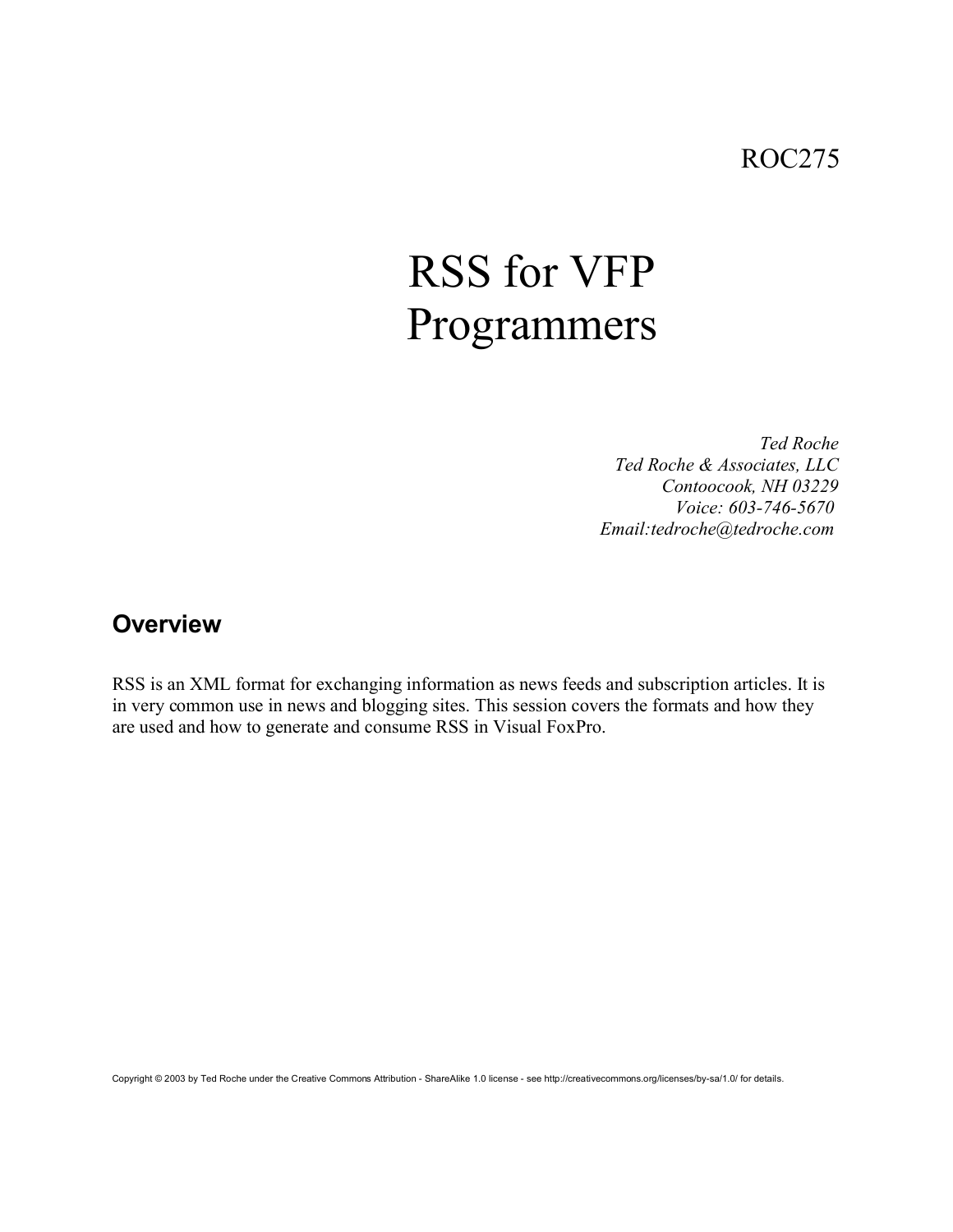ROC275

# RSS for VFP Programmers

*Ted Roche*
*Ted Roche & Associates, LLC*
*Contoocook, NH 03229*
*Voice: 603-746-5670*
*Email:tedroche@tedroche.com*

## Overview

RSS is an XML format for exchanging information as news feeds and subscription articles. It is in very common use in news and blogging sites. This session covers the formats and how they are used and how to generate and consume RSS in Visual FoxPro.

Copyright © 2003 by Ted Roche under the Creative Commons Attribution - ShareAlike 1.0 license - see http://creativecommons.org/licenses/by-sa/1.0/ for details.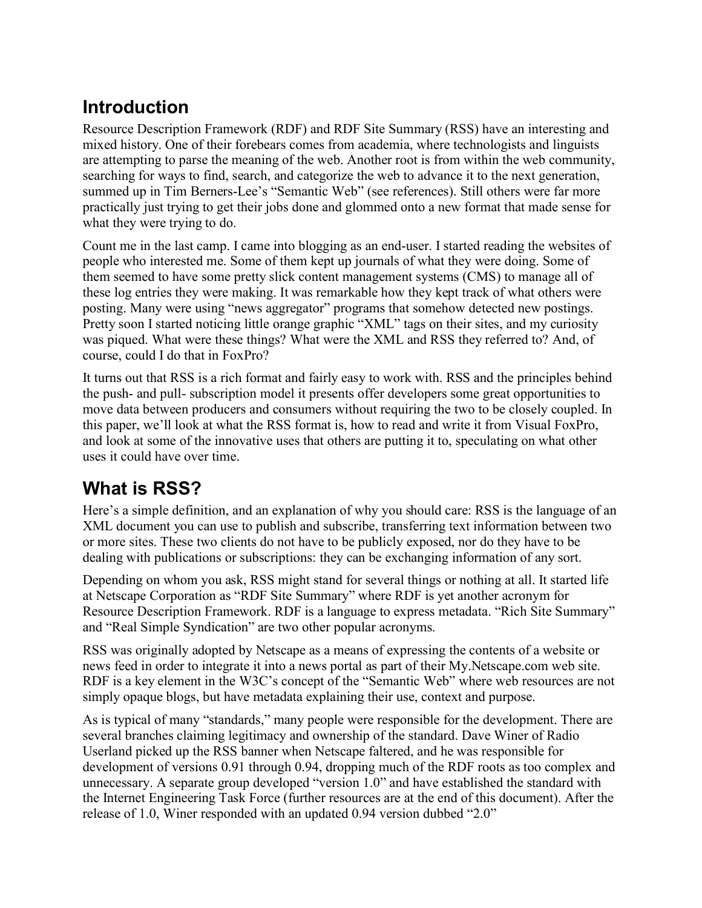## Introduction

Resource Description Framework (RDF) and RDF Site Summary (RSS) have an interesting and mixed history. One of their forebears comes from academia, where technologists and linguists are attempting to parse the meaning of the web. Another root is from within the web community, searching for ways to find, search, and categorize the web to advance it to the next generation, summed up in Tim Berners-Lee's "Semantic Web" (see references). Still others were far more practically just trying to get their jobs done and glommed onto a new format that made sense for what they were trying to do.

Count me in the last camp. I came into blogging as an end-user. I started reading the websites of people who interested me. Some of them kept up journals of what they were doing. Some of them seemed to have some pretty slick content management systems (CMS) to manage all of these log entries they were making. It was remarkable how they kept track of what others were posting. Many were using "news aggregator" programs that somehow detected new postings. Pretty soon I started noticing little orange graphic "XML" tags on their sites, and my curiosity was piqued. What were these things? What were the XML and RSS they referred to? And, of course, could I do that in FoxPro?

It turns out that RSS is a rich format and fairly easy to work with. RSS and the principles behind the push- and pull- subscription model it presents offer developers some great opportunities to move data between producers and consumers without requiring the two to be closely coupled. In this paper, we'll look at what the RSS format is, how to read and write it from Visual FoxPro, and look at some of the innovative uses that others are putting it to, speculating on what other uses it could have over time.

## What is RSS?

Here's a simple definition, and an explanation of why you should care: RSS is the language of an XML document you can use to publish and subscribe, transferring text information between two or more sites. These two clients do not have to be publicly exposed, nor do they have to be dealing with publications or subscriptions: they can be exchanging information of any sort.

Depending on whom you ask, RSS might stand for several things or nothing at all. It started life at Netscape Corporation as "RDF Site Summary" where RDF is yet another acronym for Resource Description Framework. RDF is a language to express metadata. "Rich Site Summary" and "Real Simple Syndication" are two other popular acronyms.

RSS was originally adopted by Netscape as a means of expressing the contents of a website or news feed in order to integrate it into a news portal as part of their My.Netscape.com web site. RDF is a key element in the W3C's concept of the "Semantic Web" where web resources are not simply opaque blogs, but have metadata explaining their use, context and purpose.

As is typical of many "standards," many people were responsible for the development. There are several branches claiming legitimacy and ownership of the standard. Dave Winer of Radio Userland picked up the RSS banner when Netscape faltered, and he was responsible for development of versions 0.91 through 0.94, dropping much of the RDF roots as too complex and unnecessary. A separate group developed "version 1.0" and have established the standard with the Internet Engineering Task Force (further resources are at the end of this document). After the release of 1.0, Winer responded with an updated 0.94 version dubbed "2.0"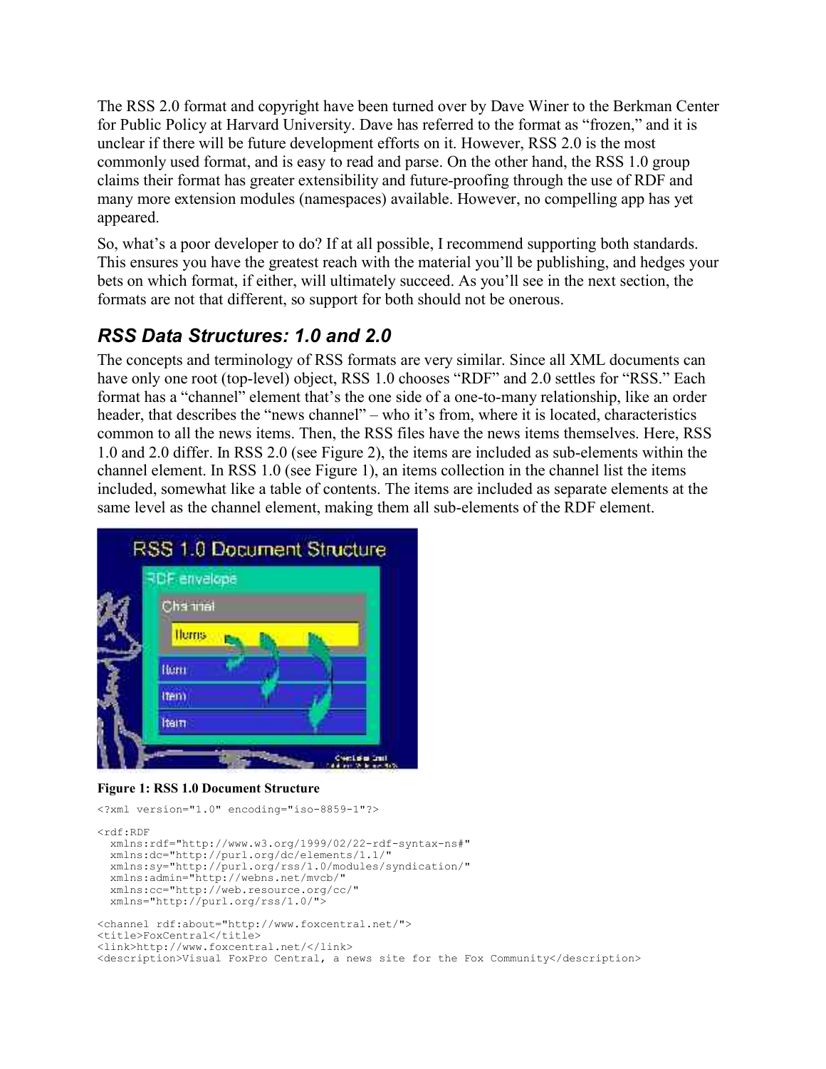The RSS 2.0 format and copyright have been turned over by Dave Winer to the Berkman Center for Public Policy at Harvard University. Dave has referred to the format as "frozen," and it is unclear if there will be future development efforts on it. However, RSS 2.0 is the most commonly used format, and is easy to read and parse. On the other hand, the RSS 1.0 group claims their format has greater extensibility and future-proofing through the use of RDF and many more extension modules (namespaces) available. However, no compelling app has yet appeared.

So, what's a poor developer to do? If at all possible, I recommend supporting both standards. This ensures you have the greatest reach with the material you'll be publishing, and hedges your bets on which format, if either, will ultimately succeed. As you'll see in the next section, the formats are not that different, so support for both should not be onerous.

## *RSS Data Structures: 1.0 and 2.0*

The concepts and terminology of RSS formats are very similar. Since all XML documents can have only one root (top-level) object, RSS 1.0 chooses "RDF" and 2.0 settles for "RSS." Each format has a "channel" element that's the one side of a one-to-many relationship, like an order header, that describes the "news channel" – who it's from, where it is located, characteristics common to all the news items. Then, the RSS files have the news items themselves. Here, RSS 1.0 and 2.0 differ. In RSS 2.0 (see Figure 2), the items are included as sub-elements within the channel element. In RSS 1.0 (see Figure 1), an items collection in the channel list the items included, somewhat like a table of contents. The items are included as separate elements at the same level as the channel element, making them all sub-elements of the RDF element.

**Figure 1: RSS 1.0 Document Structure**

```
<?xml version="1.0" encoding="iso-8859-1"?>

<rdf:RDF
  xmlns:rdf="http://www.w3.org/1999/02/22-rdf-syntax-ns#"
  xmlns:dc="http://purl.org/dc/elements/1.1/"
  xmlns:sy="http://purl.org/rss/1.0/modules/syndication/"
  xmlns:admin="http://webns.net/mvcb/"
  xmlns:cc="http://web.resource.org/cc/"
  xmlns="http://purl.org/rss/1.0/">

<channel rdf:about="http://www.foxcentral.net/">
<title>FoxCentral</title>
<link>http://www.foxcentral.net/</link>
<description>Visual FoxPro Central, a news site for the Fox Community</description>
```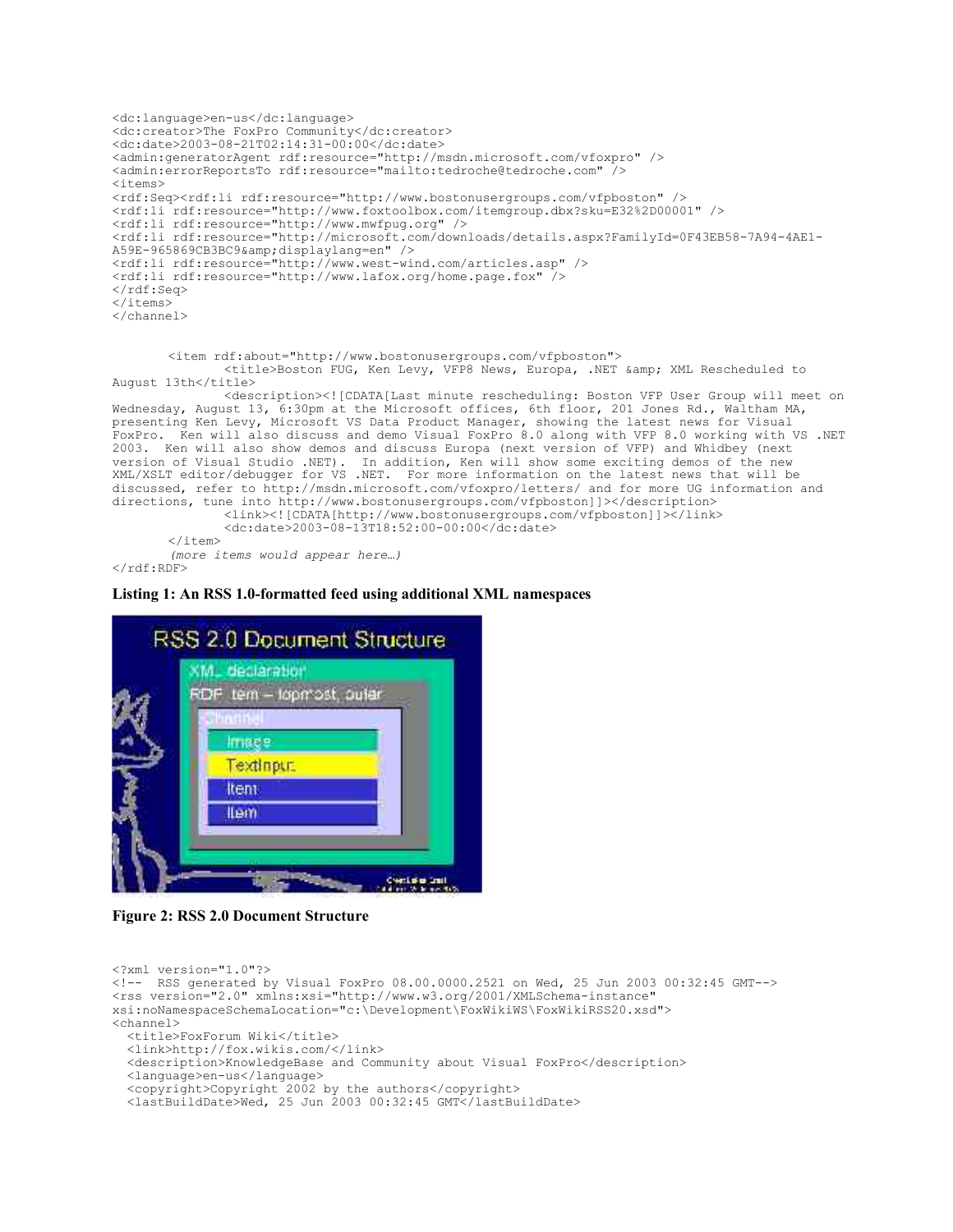```
<dc:language>en-us</dc:language>
<dc:creator>The FoxPro Community</dc:creator>
<dc:date>2003-08-21T02:14:31-00:00</dc:date>
<admin:generatorAgent rdf:resource="http://msdn.microsoft.com/vfoxpro" />
<admin:errorReportsTo rdf:resource="mailto:tedroche@tedroche.com" />
<items>
<rdf:Seq><rdf:li rdf:resource="http://www.bostonusergroups.com/vfpboston" />
<rdf:li rdf:resource="http://www.foxtoolbox.com/itemgroup.dbx?sku=E32%2D00001" />
<rdf:li rdf:resource="http://www.mwfpug.org" />
<rdf:li rdf:resource="http://microsoft.com/downloads/details.aspx?FamilyId=0F43EB58-7A94-4AE1-
A59E-965869CB3BC9&amp;displaylang=en" />
<rdf:li rdf:resource="http://www.west-wind.com/articles.asp" />
<rdf:li rdf:resource="http://www.lafox.org/home.page.fox" />
</rdf:Seq>
</items>
</channel>


       <item rdf:about="http://www.bostonusergroups.com/vfpboston">
              <title>Boston FUG, Ken Levy, VFP8 News, Europa, .NET &amp; XML Rescheduled to
August 13th</title>
              <description><![CDATA[Last minute rescheduling: Boston VFP User Group will meet on
Wednesday, August 13, 6:30pm at the Microsoft offices, 6th floor, 201 Jones Rd., Waltham MA,
presenting Ken Levy, Microsoft VS Data Product Manager, showing the latest news for Visual
FoxPro.  Ken will also discuss and demo Visual FoxPro 8.0 along with VFP 8.0 working with VS .NET
2003.  Ken will also show demos and discuss Europa (next version of VFP) and Whidbey (next
version of Visual Studio .NET).  In addition, Ken will show some exciting demos of the new
XML/XSLT editor/debugger for VS .NET.  For more information on the latest news that will be
discussed, refer to http://msdn.microsoft.com/vfoxpro/letters/ and for more UG information and
directions, tune into http://www.bostonusergroups.com/vfpboston]]></description>
              <link><![CDATA[http://www.bostonusergroups.com/vfpboston]]></link>
              <dc:date>2003-08-13T18:52:00-00:00</dc:date>
       </item>
       (more items would appear here…)
</rdf:RDF>
```

**Listing 1: An RSS 1.0-formatted feed using additional XML namespaces**

**Figure 2: RSS 2.0 Document Structure**

```
<?xml version="1.0"?>
<!--  RSS generated by Visual FoxPro 08.00.0000.2521 on Wed, 25 Jun 2003 00:32:45 GMT-->
<rss version="2.0" xmlns:xsi="http://www.w3.org/2001/XMLSchema-instance"
xsi:noNamespaceSchemaLocation="c:\Development\FoxWikiWS\FoxWikiRSS20.xsd">
<channel>
  <title>FoxForum Wiki</title>
  <link>http://fox.wikis.com/</link>
  <description>KnowledgeBase and Community about Visual FoxPro</description>
  <language>en-us</language>
  <copyright>Copyright 2002 by the authors</copyright>
  <lastBuildDate>Wed, 25 Jun 2003 00:32:45 GMT</lastBuildDate>
```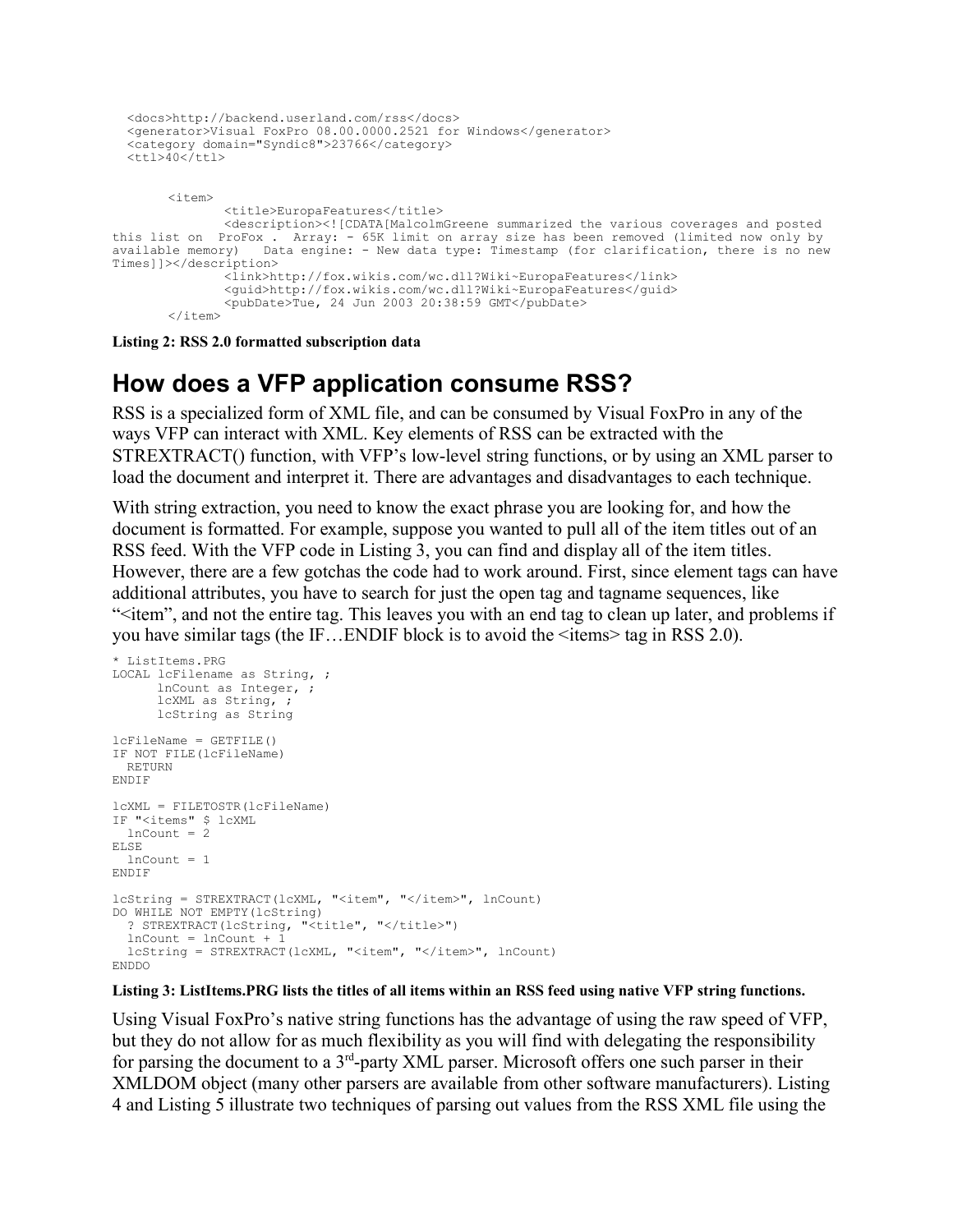```
  <docs>http://backend.userland.com/rss</docs>
  <generator>Visual FoxPro 08.00.0000.2521 for Windows</generator>
  <category domain="Syndic8">23766</category>
  <ttl>40</ttl>


       <item>
              <title>EuropaFeatures</title>
              <description><![CDATA[MalcolmGreene summarized the various coverages and posted
this list on  ProFox .  Array: - 65K limit on array size has been removed (limited now only by
available memory)   Data engine: - New data type: Timestamp (for clarification, there is no new
Times]]></description>
              <link>http://fox.wikis.com/wc.dll?Wiki~EuropaFeatures</link>
              <guid>http://fox.wikis.com/wc.dll?Wiki~EuropaFeatures</guid>
              <pubDate>Tue, 24 Jun 2003 20:38:59 GMT</pubDate>
       </item>
```

**Listing 2: RSS 2.0 formatted subscription data**

# How does a VFP application consume RSS?

RSS is a specialized form of XML file, and can be consumed by Visual FoxPro in any of the ways VFP can interact with XML. Key elements of RSS can be extracted with the STREXTRACT() function, with VFP's low-level string functions, or by using an XML parser to load the document and interpret it. There are advantages and disadvantages to each technique.

With string extraction, you need to know the exact phrase you are looking for, and how the document is formatted. For example, suppose you wanted to pull all of the item titles out of an RSS feed. With the VFP code in Listing 3, you can find and display all of the item titles. However, there are a few gotchas the code had to work around. First, since element tags can have additional attributes, you have to search for just the open tag and tagname sequences, like "<item", and not the entire tag. This leaves you with an end tag to clean up later, and problems if you have similar tags (the IF…ENDIF block is to avoid the <items> tag in RSS 2.0).

```
* ListItems.PRG
LOCAL lcFilename as String, ;
      lnCount as Integer, ;
      lcXML as String, ;
      lcString as String

lcFileName = GETFILE()
IF NOT FILE(lcFileName)
  RETURN
ENDIF

lcXML = FILETOSTR(lcFileName)
IF "<items" $ lcXML
  lnCount = 2
ELSE
  lnCount = 1
ENDIF

lcString = STREXTRACT(lcXML, "<item", "</item>", lnCount)
DO WHILE NOT EMPTY(lcString)
  ? STREXTRACT(lcString, "<title", "</title>")
  lnCount = lnCount + 1
  lcString = STREXTRACT(lcXML, "<item", "</item>", lnCount)
ENDDO
```

**Listing 3: ListItems.PRG lists the titles of all items within an RSS feed using native VFP string functions.**

Using Visual FoxPro's native string functions has the advantage of using the raw speed of VFP, but they do not allow for as much flexibility as you will find with delegating the responsibility for parsing the document to a 3rd-party XML parser. Microsoft offers one such parser in their XMLDOM object (many other parsers are available from other software manufacturers). Listing 4 and Listing 5 illustrate two techniques of parsing out values from the RSS XML file using the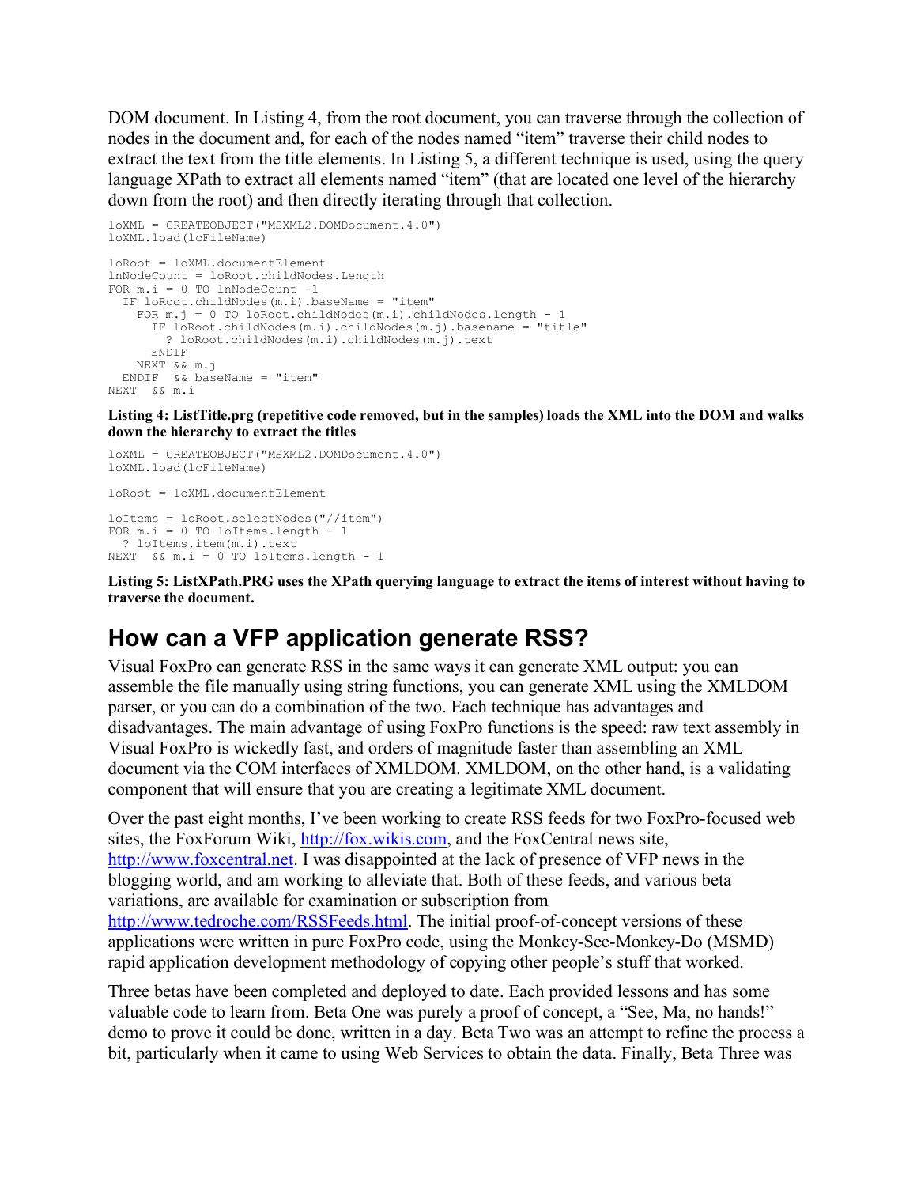DOM document. In Listing 4, from the root document, you can traverse through the collection of nodes in the document and, for each of the nodes named “item” traverse their child nodes to extract the text from the title elements. In Listing 5, a different technique is used, using the query language XPath to extract all elements named “item” (that are located one level of the hierarchy down from the root) and then directly iterating through that collection.

```
loXML = CREATEOBJECT("MSXML2.DOMDocument.4.0")
loXML.load(lcFileName)

loRoot = loXML.documentElement
lnNodeCount = loRoot.childNodes.Length
FOR m.i = 0 TO lnNodeCount -1
  IF loRoot.childNodes(m.i).baseName = "item"
    FOR m.j = 0 TO loRoot.childNodes(m.i).childNodes.length - 1
      IF loRoot.childNodes(m.i).childNodes(m.j).basename = "title"
        ? loRoot.childNodes(m.i).childNodes(m.j).text
      ENDIF
    NEXT && m.j
  ENDIF  && baseName = "item"
NEXT  && m.i
```

**Listing 4: ListTitle.prg (repetitive code removed, but in the samples) loads the XML into the DOM and walks down the hierarchy to extract the titles**

```
loXML = CREATEOBJECT("MSXML2.DOMDocument.4.0")
loXML.load(lcFileName)

loRoot = loXML.documentElement

loItems = loRoot.selectNodes("//item")
FOR m.i = 0 TO loItems.length - 1
  ? loItems.item(m.i).text
NEXT  && m.i = 0 TO loItems.length - 1
```

**Listing 5: ListXPath.PRG uses the XPath querying language to extract the items of interest without having to traverse the document.**

## How can a VFP application generate RSS?

Visual FoxPro can generate RSS in the same ways it can generate XML output: you can assemble the file manually using string functions, you can generate XML using the XMLDOM parser, or you can do a combination of the two. Each technique has advantages and disadvantages. The main advantage of using FoxPro functions is the speed: raw text assembly in Visual FoxPro is wickedly fast, and orders of magnitude faster than assembling an XML document via the COM interfaces of XMLDOM. XMLDOM, on the other hand, is a validating component that will ensure that you are creating a legitimate XML document.

Over the past eight months, I’ve been working to create RSS feeds for two FoxPro-focused web sites, the FoxForum Wiki, http://fox.wikis.com, and the FoxCentral news site, http://www.foxcentral.net. I was disappointed at the lack of presence of VFP news in the blogging world, and am working to alleviate that. Both of these feeds, and various beta variations, are available for examination or subscription from http://www.tedroche.com/RSSFeeds.html. The initial proof-of-concept versions of these applications were written in pure FoxPro code, using the Monkey-See-Monkey-Do (MSMD) rapid application development methodology of copying other people’s stuff that worked.

Three betas have been completed and deployed to date. Each provided lessons and has some valuable code to learn from. Beta One was purely a proof of concept, a “See, Ma, no hands!” demo to prove it could be done, written in a day. Beta Two was an attempt to refine the process a bit, particularly when it came to using Web Services to obtain the data. Finally, Beta Three was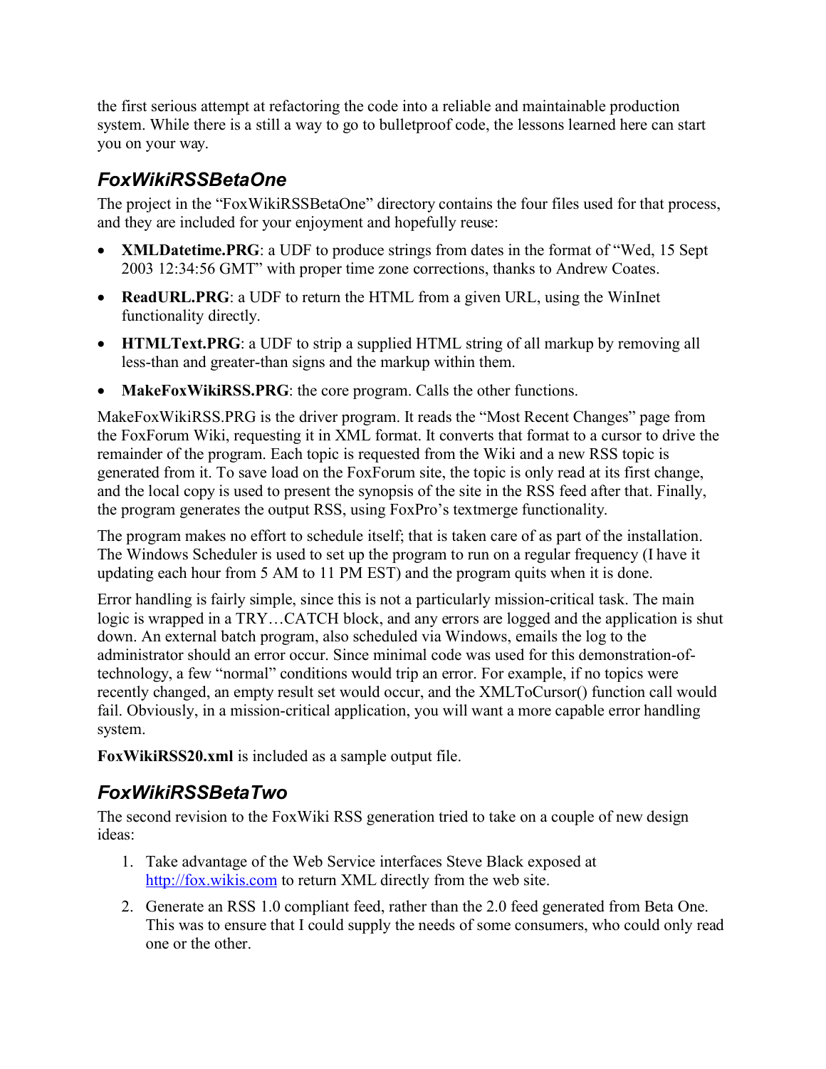the first serious attempt at refactoring the code into a reliable and maintainable production system. While there is a still a way to go to bulletproof code, the lessons learned here can start you on your way.

## *FoxWikiRSSBetaOne*

The project in the "FoxWikiRSSBetaOne" directory contains the four files used for that process, and they are included for your enjoyment and hopefully reuse:

- **XMLDatetime.PRG**: a UDF to produce strings from dates in the format of "Wed, 15 Sept 2003 12:34:56 GMT" with proper time zone corrections, thanks to Andrew Coates.
- **ReadURL.PRG**: a UDF to return the HTML from a given URL, using the WinInet functionality directly.
- **HTMLText.PRG**: a UDF to strip a supplied HTML string of all markup by removing all less-than and greater-than signs and the markup within them.
- **MakeFoxWikiRSS.PRG**: the core program. Calls the other functions.

MakeFoxWikiRSS.PRG is the driver program. It reads the "Most Recent Changes" page from the FoxForum Wiki, requesting it in XML format. It converts that format to a cursor to drive the remainder of the program. Each topic is requested from the Wiki and a new RSS topic is generated from it. To save load on the FoxForum site, the topic is only read at its first change, and the local copy is used to present the synopsis of the site in the RSS feed after that. Finally, the program generates the output RSS, using FoxPro's textmerge functionality.

The program makes no effort to schedule itself; that is taken care of as part of the installation. The Windows Scheduler is used to set up the program to run on a regular frequency (I have it updating each hour from 5 AM to 11 PM EST) and the program quits when it is done.

Error handling is fairly simple, since this is not a particularly mission-critical task. The main logic is wrapped in a TRY…CATCH block, and any errors are logged and the application is shut down. An external batch program, also scheduled via Windows, emails the log to the administrator should an error occur. Since minimal code was used for this demonstration-of-technology, a few "normal" conditions would trip an error. For example, if no topics were recently changed, an empty result set would occur, and the XMLToCursor() function call would fail. Obviously, in a mission-critical application, you will want a more capable error handling system.

**FoxWikiRSS20.xml** is included as a sample output file.

## *FoxWikiRSSBetaTwo*

The second revision to the FoxWiki RSS generation tried to take on a couple of new design ideas:

1. Take advantage of the Web Service interfaces Steve Black exposed at http://fox.wikis.com to return XML directly from the web site.
2. Generate an RSS 1.0 compliant feed, rather than the 2.0 feed generated from Beta One. This was to ensure that I could supply the needs of some consumers, who could only read one or the other.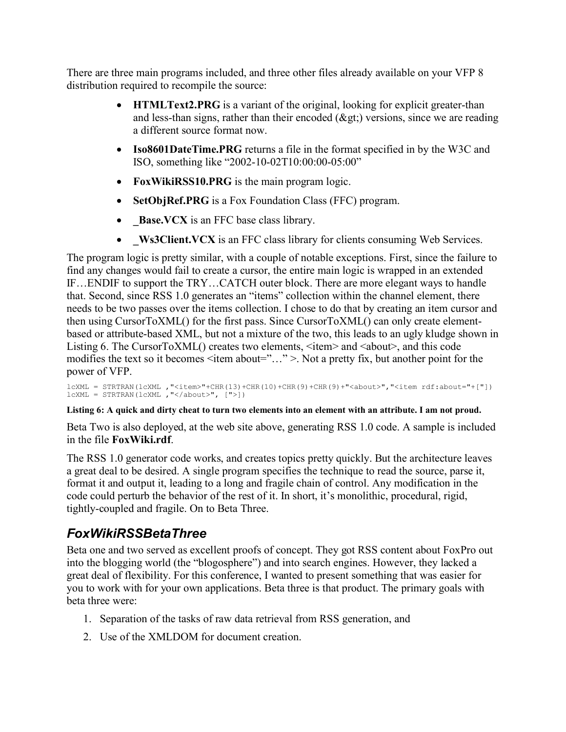There are three main programs included, and three other files already available on your VFP 8 distribution required to recompile the source:

- **HTMLText2.PRG** is a variant of the original, looking for explicit greater-than and less-than signs, rather than their encoded (&gt;) versions, since we are reading a different source format now.
- **Iso8601DateTime.PRG** returns a file in the format specified in by the W3C and ISO, something like "2002-10-02T10:00:00-05:00"
- **FoxWikiRSS10.PRG** is the main program logic.
- **SetObjRef.PRG** is a Fox Foundation Class (FFC) program.
- **_Base.VCX** is an FFC base class library.
- **_Ws3Client.VCX** is an FFC class library for clients consuming Web Services.

The program logic is pretty similar, with a couple of notable exceptions. First, since the failure to find any changes would fail to create a cursor, the entire main logic is wrapped in an extended IF…ENDIF to support the TRY…CATCH outer block. There are more elegant ways to handle that. Second, since RSS 1.0 generates an "items" collection within the channel element, there needs to be two passes over the items collection. I chose to do that by creating an item cursor and then using CursorToXML() for the first pass. Since CursorToXML() can only create element-based or attribute-based XML, but not a mixture of the two, this leads to an ugly kludge shown in Listing 6. The CursorToXML() creates two elements, <item> and <about>, and this code modifies the text so it becomes <item about="…" >. Not a pretty fix, but another point for the power of VFP.

```
lcXML = STRTRAN(lcXML ,"<item>"+CHR(13)+CHR(10)+CHR(9)+CHR(9)+"<about>","<item rdf:about="+["])
lcXML = STRTRAN(lcXML ,"</about>", [">])
```

**Listing 6: A quick and dirty cheat to turn two elements into an element with an attribute. I am not proud.**

Beta Two is also deployed, at the web site above, generating RSS 1.0 code. A sample is included in the file **FoxWiki.rdf**.

The RSS 1.0 generator code works, and creates topics pretty quickly. But the architecture leaves a great deal to be desired. A single program specifies the technique to read the source, parse it, format it and output it, leading to a long and fragile chain of control. Any modification in the code could perturb the behavior of the rest of it. In short, it's monolithic, procedural, rigid, tightly-coupled and fragile. On to Beta Three.

## *FoxWikiRSSBetaThree*

Beta one and two served as excellent proofs of concept. They got RSS content about FoxPro out into the blogging world (the "blogosphere") and into search engines. However, they lacked a great deal of flexibility. For this conference, I wanted to present something that was easier for you to work with for your own applications. Beta three is that product. The primary goals with beta three were:

1. Separation of the tasks of raw data retrieval from RSS generation, and
2. Use of the XMLDOM for document creation.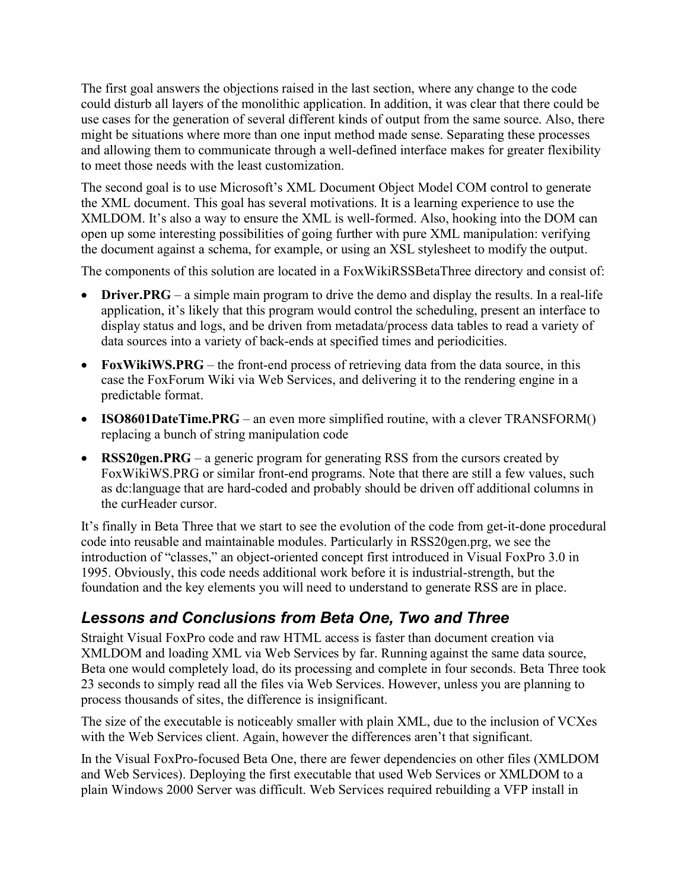The first goal answers the objections raised in the last section, where any change to the code could disturb all layers of the monolithic application. In addition, it was clear that there could be use cases for the generation of several different kinds of output from the same source. Also, there might be situations where more than one input method made sense. Separating these processes and allowing them to communicate through a well-defined interface makes for greater flexibility to meet those needs with the least customization.

The second goal is to use Microsoft's XML Document Object Model COM control to generate the XML document. This goal has several motivations. It is a learning experience to use the XMLDOM. It's also a way to ensure the XML is well-formed. Also, hooking into the DOM can open up some interesting possibilities of going further with pure XML manipulation: verifying the document against a schema, for example, or using an XSL stylesheet to modify the output.

The components of this solution are located in a FoxWikiRSSBetaThree directory and consist of:

- **Driver.PRG** – a simple main program to drive the demo and display the results. In a real-life application, it's likely that this program would control the scheduling, present an interface to display status and logs, and be driven from metadata/process data tables to read a variety of data sources into a variety of back-ends at specified times and periodicities.
- **FoxWikiWS.PRG** – the front-end process of retrieving data from the data source, in this case the FoxForum Wiki via Web Services, and delivering it to the rendering engine in a predictable format.
- **ISO8601DateTime.PRG** – an even more simplified routine, with a clever TRANSFORM() replacing a bunch of string manipulation code
- **RSS20gen.PRG** – a generic program for generating RSS from the cursors created by FoxWikiWS.PRG or similar front-end programs. Note that there are still a few values, such as dc:language that are hard-coded and probably should be driven off additional columns in the curHeader cursor.

It's finally in Beta Three that we start to see the evolution of the code from get-it-done procedural code into reusable and maintainable modules. Particularly in RSS20gen.prg, we see the introduction of "classes," an object-oriented concept first introduced in Visual FoxPro 3.0 in 1995. Obviously, this code needs additional work before it is industrial-strength, but the foundation and the key elements you will need to understand to generate RSS are in place.

## *Lessons and Conclusions from Beta One, Two and Three*

Straight Visual FoxPro code and raw HTML access is faster than document creation via XMLDOM and loading XML via Web Services by far. Running against the same data source, Beta one would completely load, do its processing and complete in four seconds. Beta Three took 23 seconds to simply read all the files via Web Services. However, unless you are planning to process thousands of sites, the difference is insignificant.

The size of the executable is noticeably smaller with plain XML, due to the inclusion of VCXes with the Web Services client. Again, however the differences aren't that significant.

In the Visual FoxPro-focused Beta One, there are fewer dependencies on other files (XMLDOM and Web Services). Deploying the first executable that used Web Services or XMLDOM to a plain Windows 2000 Server was difficult. Web Services required rebuilding a VFP install in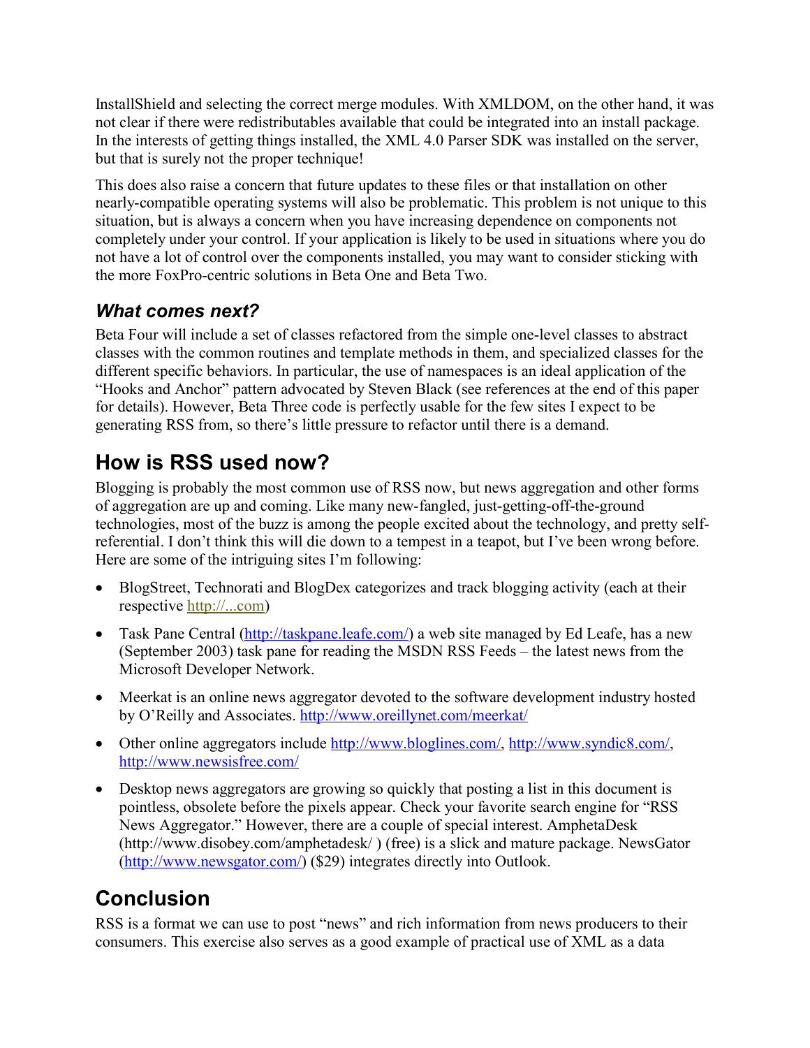InstallShield and selecting the correct merge modules. With XMLDOM, on the other hand, it was not clear if there were redistributables available that could be integrated into an install package. In the interests of getting things installed, the XML 4.0 Parser SDK was installed on the server, but that is surely not the proper technique!

This does also raise a concern that future updates to these files or that installation on other nearly-compatible operating systems will also be problematic. This problem is not unique to this situation, but is always a concern when you have increasing dependence on components not completely under your control. If your application is likely to be used in situations where you do not have a lot of control over the components installed, you may want to consider sticking with the more FoxPro-centric solutions in Beta One and Beta Two.

### *What comes next?*

Beta Four will include a set of classes refactored from the simple one-level classes to abstract classes with the common routines and template methods in them, and specialized classes for the different specific behaviors. In particular, the use of namespaces is an ideal application of the "Hooks and Anchor" pattern advocated by Steven Black (see references at the end of this paper for details). However, Beta Three code is perfectly usable for the few sites I expect to be generating RSS from, so there's little pressure to refactor until there is a demand.

## How is RSS used now?

Blogging is probably the most common use of RSS now, but news aggregation and other forms of aggregation are up and coming. Like many new-fangled, just-getting-off-the-ground technologies, most of the buzz is among the people excited about the technology, and pretty self-referential. I don't think this will die down to a tempest in a teapot, but I've been wrong before. Here are some of the intriguing sites I'm following:

- BlogStreet, Technorati and BlogDex categorizes and track blogging activity (each at their respective http://...com)
- Task Pane Central (http://taskpane.leafe.com/) a web site managed by Ed Leafe, has a new (September 2003) task pane for reading the MSDN RSS Feeds – the latest news from the Microsoft Developer Network.
- Meerkat is an online news aggregator devoted to the software development industry hosted by O'Reilly and Associates. http://www.oreillynet.com/meerkat/
- Other online aggregators include http://www.bloglines.com/, http://www.syndic8.com/, http://www.newsisfree.com/
- Desktop news aggregators are growing so quickly that posting a list in this document is pointless, obsolete before the pixels appear. Check your favorite search engine for "RSS News Aggregator." However, there are a couple of special interest. AmphetaDesk (http://www.disobey.com/amphetadesk/ ) (free) is a slick and mature package. NewsGator (http://www.newsgator.com/) ($29) integrates directly into Outlook.

## Conclusion

RSS is a format we can use to post "news" and rich information from news producers to their consumers. This exercise also serves as a good example of practical use of XML as a data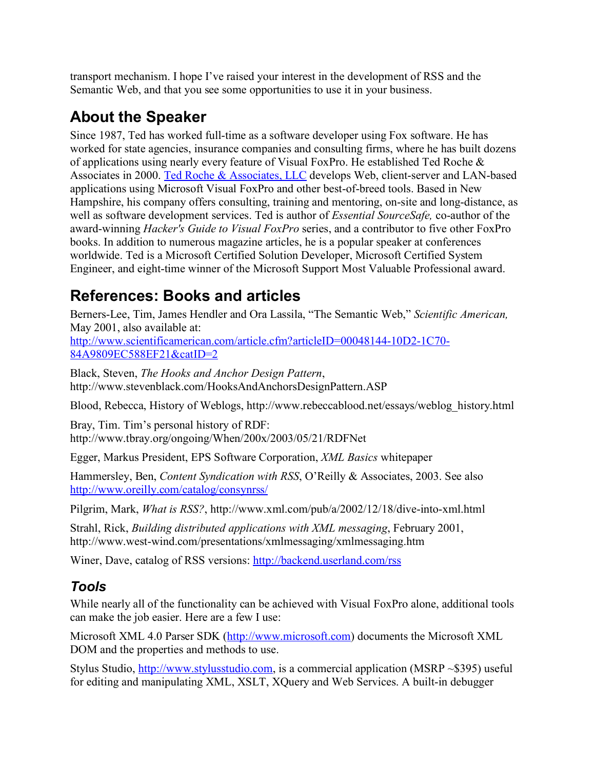transport mechanism. I hope I've raised your interest in the development of RSS and the Semantic Web, and that you see some opportunities to use it in your business.

## About the Speaker

Since 1987, Ted has worked full-time as a software developer using Fox software. He has worked for state agencies, insurance companies and consulting firms, where he has built dozens of applications using nearly every feature of Visual FoxPro. He established Ted Roche & Associates in 2000. [Ted Roche & Associates, LLC](#) develops Web, client-server and LAN-based applications using Microsoft Visual FoxPro and other best-of-breed tools. Based in New Hampshire, his company offers consulting, training and mentoring, on-site and long-distance, as well as software development services. Ted is author of *Essential SourceSafe,* co-author of the award-winning *Hacker's Guide to Visual FoxPro* series, and a contributor to five other FoxPro books. In addition to numerous magazine articles, he is a popular speaker at conferences worldwide. Ted is a Microsoft Certified Solution Developer, Microsoft Certified System Engineer, and eight-time winner of the Microsoft Support Most Valuable Professional award.

## References: Books and articles

Berners-Lee, Tim, James Hendler and Ora Lassila, "The Semantic Web," *Scientific American,* May 2001, also available at: [http://www.scientificamerican.com/article.cfm?articleID=00048144-10D2-1C70-84A9809EC588EF21&catID=2](http://www.scientificamerican.com/article.cfm?articleID=00048144-10D2-1C70-84A9809EC588EF21&catID=2)

Black, Steven, *The Hooks and Anchor Design Pattern*, http://www.stevenblack.com/HooksAndAnchorsDesignPattern.ASP

Blood, Rebecca, History of Weblogs, http://www.rebeccablood.net/essays/weblog_history.html

Bray, Tim. Tim's personal history of RDF: http://www.tbray.org/ongoing/When/200x/2003/05/21/RDFNet

Egger, Markus President, EPS Software Corporation, *XML Basics* whitepaper

Hammersley, Ben, *Content Syndication with RSS*, O'Reilly & Associates, 2003. See also [http://www.oreilly.com/catalog/consynrss/](http://www.oreilly.com/catalog/consynrss/)

Pilgrim, Mark, *What is RSS?*, http://www.xml.com/pub/a/2002/12/18/dive-into-xml.html

Strahl, Rick, *Building distributed applications with XML messaging*, February 2001, http://www.west-wind.com/presentations/xmlmessaging/xmlmessaging.htm

Winer, Dave, catalog of RSS versions: [http://backend.userland.com/rss](http://backend.userland.com/rss)

### *Tools*

While nearly all of the functionality can be achieved with Visual FoxPro alone, additional tools can make the job easier. Here are a few I use:

Microsoft XML 4.0 Parser SDK ([http://www.microsoft.com](http://www.microsoft.com)) documents the Microsoft XML DOM and the properties and methods to use.

Stylus Studio, [http://www.stylusstudio.com](http://www.stylusstudio.com), is a commercial application (MSRP ~$395) useful for editing and manipulating XML, XSLT, XQuery and Web Services. A built-in debugger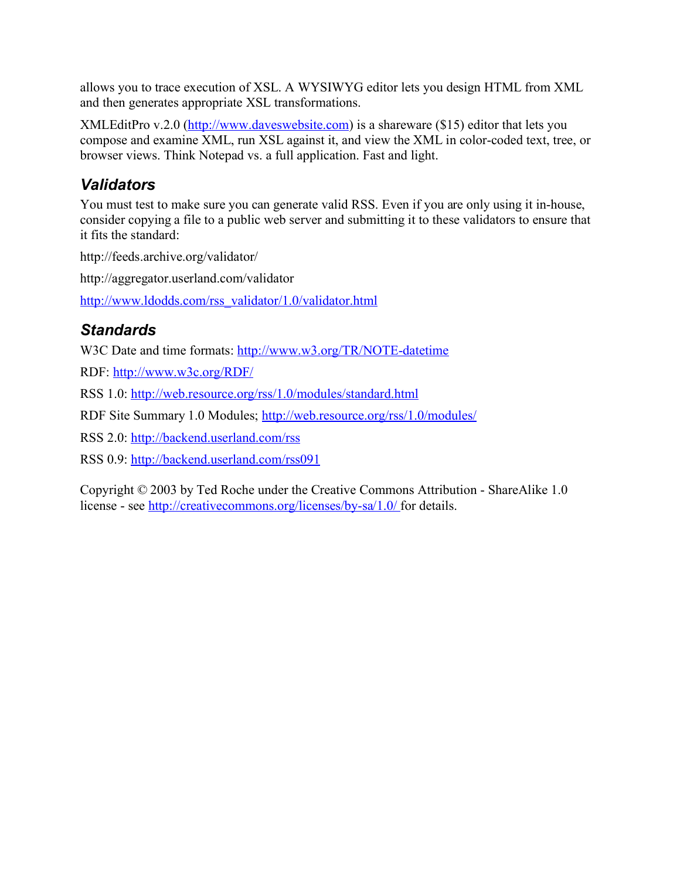allows you to trace execution of XSL. A WYSIWYG editor lets you design HTML from XML and then generates appropriate XSL transformations.

XMLEditPro v.2.0 (http://www.daveswebsite.com) is a shareware ($15) editor that lets you compose and examine XML, run XSL against it, and view the XML in color-coded text, tree, or browser views. Think Notepad vs. a full application. Fast and light.

### *Validators*

You must test to make sure you can generate valid RSS. Even if you are only using it in-house, consider copying a file to a public web server and submitting it to these validators to ensure that it fits the standard:

http://feeds.archive.org/validator/

http://aggregator.userland.com/validator

http://www.ldodds.com/rss_validator/1.0/validator.html

### *Standards*

W3C Date and time formats: http://www.w3.org/TR/NOTE-datetime

RDF: http://www.w3c.org/RDF/

RSS 1.0: http://web.resource.org/rss/1.0/modules/standard.html

RDF Site Summary 1.0 Modules; http://web.resource.org/rss/1.0/modules/

RSS 2.0: http://backend.userland.com/rss

RSS 0.9: http://backend.userland.com/rss091

Copyright © 2003 by Ted Roche under the Creative Commons Attribution - ShareAlike 1.0 license - see http://creativecommons.org/licenses/by-sa/1.0/ for details.